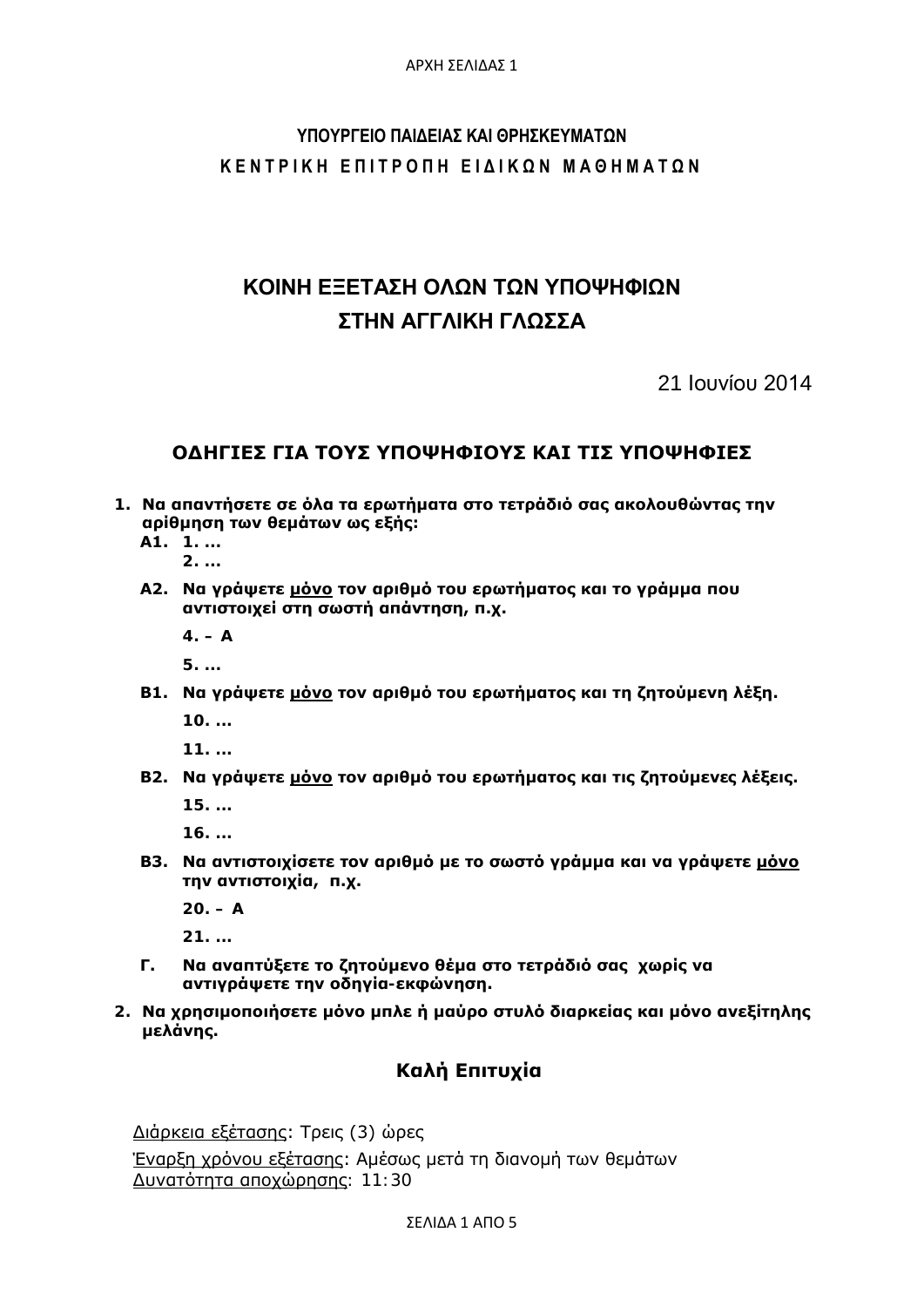**ΥΠΟΥΡΓΕΙΟ ΠΑΙΔΕΙΑΣ ΚΑΙ ΘΡΗΣΚΕΥΜΑΤΩΝ**

**ΚΕΝΤΡΙΚΗ ΕΠΙΤΡΟΠΗ ΕΙΔΙΚΩΝ ΜΑΘΗΜΑΤΩΝ**

# ΚΟΙΝΗ ΕΞΕΤΑΣΗ ΟΛΩΝ ΤΩΝ ΥΠΟΨΗΦΙΩΝ ΣΤΗΝ ΑΓΓΛΙΚΗ ΓΛΩΣΣΑ

21 Ιουνίου 2014

## ΟΔΗΓΙΕΣ ΓΙΑ ΤΟΥΣ ΥΠΟΨΗΦΙΟΥΣ ΚΑΙ ΤΙΣ ΥΠΟΨΗΦΙΕΣ

1. **Να απαντήσετε σε όλα τα ερωτήματα στο τετράδιό σας ακολουθώντας την αρίθμηση των θεμάτων ως εξής:**

   **Α1.** **1. ...**
   **2. ...**

   **Α2.** **Να γράψετε μόνο τον αριθμό του ερωτήματος και το γράμμα που αντιστοιχεί στη σωστή απάντηση, π.χ.**

   **4. – Α**

   **5. ...**

   **Β1.** **Να γράψετε μόνο τον αριθμό του ερωτήματος και τη ζητούμενη λέξη.**

   **10. ...**

   **11. ...**

   **Β2.** **Να γράψετε μόνο τον αριθμό του ερωτήματος και τις ζητούμενες λέξεις.**

   **15. ...**

   **16. ...**

   **Β3.** **Να αντιστοιχίσετε τον αριθμό με το σωστό γράμμα και να γράψετε μόνο την αντιστοιχία, π.χ.**

   **20. – Α**

   **21. ...**

   **Γ.** **Να αναπτύξετε το ζητούμενο θέμα στο τετράδιό σας χωρίς να αντιγράψετε την οδηγία-εκφώνηση.**

2. **Να χρησιμοποιήσετε μόνο μπλε ή μαύρο στυλό διαρκείας και μόνο ανεξίτηλης μελάνης.**

### Καλή Επιτυχία

Διάρκεια εξέτασης: Τρεις (3) ώρες

Έναρξη χρόνου εξέτασης: Αμέσως μετά τη διανομή των θεμάτων

Δυνατότητα αποχώρησης: 11:30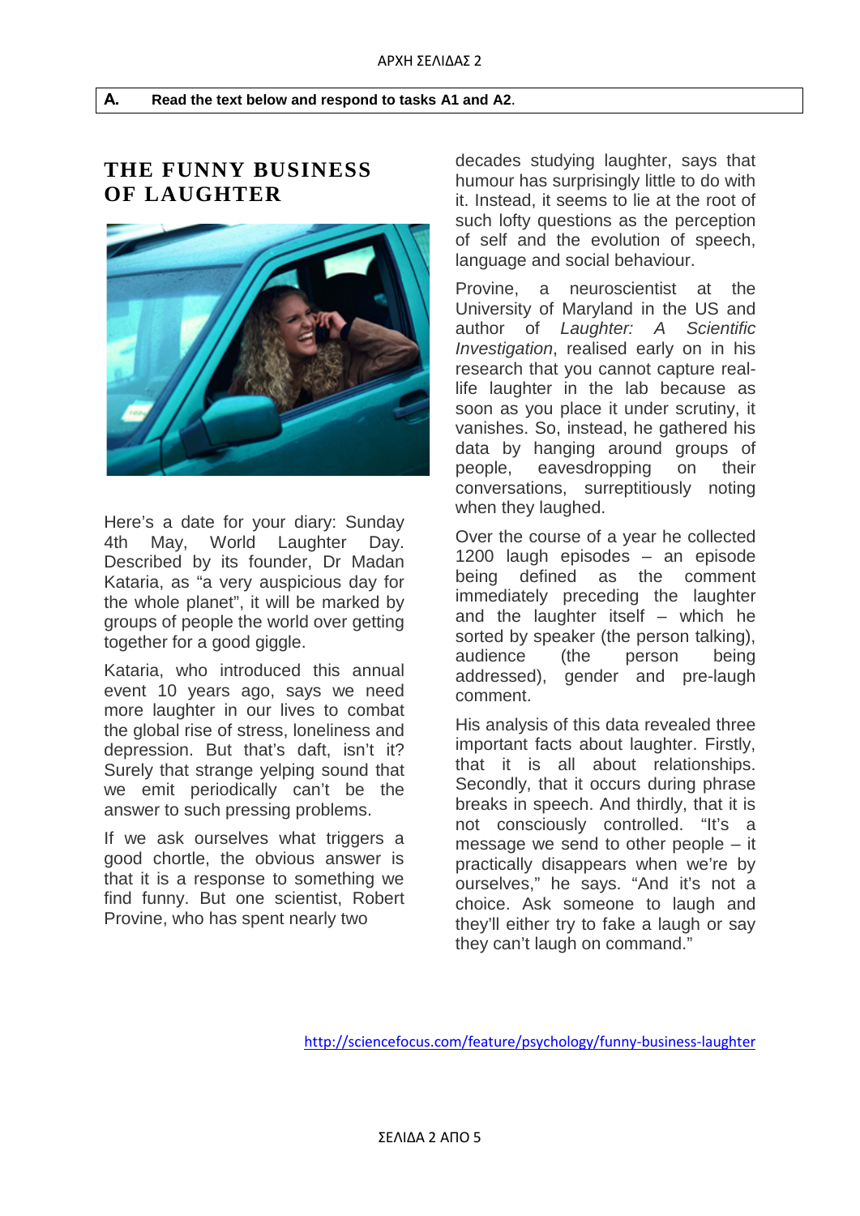**A. Read the text below and respond to tasks A1 and A2.**

# THE FUNNY BUSINESS OF LAUGHTER

Here's a date for your diary: Sunday 4th May, World Laughter Day. Described by its founder, Dr Madan Kataria, as "a very auspicious day for the whole planet", it will be marked by groups of people the world over getting together for a good giggle.

Kataria, who introduced this annual event 10 years ago, says we need more laughter in our lives to combat the global rise of stress, loneliness and depression. But that's daft, isn't it? Surely that strange yelping sound that we emit periodically can't be the answer to such pressing problems.

If we ask ourselves what triggers a good chortle, the obvious answer is that it is a response to something we find funny. But one scientist, Robert Provine, who has spent nearly two decades studying laughter, says that humour has surprisingly little to do with it. Instead, it seems to lie at the root of such lofty questions as the perception of self and the evolution of speech, language and social behaviour.

Provine, a neuroscientist at the University of Maryland in the US and author of *Laughter: A Scientific Investigation*, realised early on in his research that you cannot capture real-life laughter in the lab because as soon as you place it under scrutiny, it vanishes. So, instead, he gathered his data by hanging around groups of people, eavesdropping on their conversations, surreptitiously noting when they laughed.

Over the course of a year he collected 1200 laugh episodes – an episode being defined as the comment immediately preceding the laughter and the laughter itself – which he sorted by speaker (the person talking), audience (the person being addressed), gender and pre-laugh comment.

His analysis of this data revealed three important facts about laughter. Firstly, that it is all about relationships. Secondly, that it occurs during phrase breaks in speech. And thirdly, that it is not consciously controlled. "It's a message we send to other people – it practically disappears when we're by ourselves," he says. "And it's not a choice. Ask someone to laugh and they'll either try to fake a laugh or say they can't laugh on command."

http://sciencefocus.com/feature/psychology/funny-business-laughter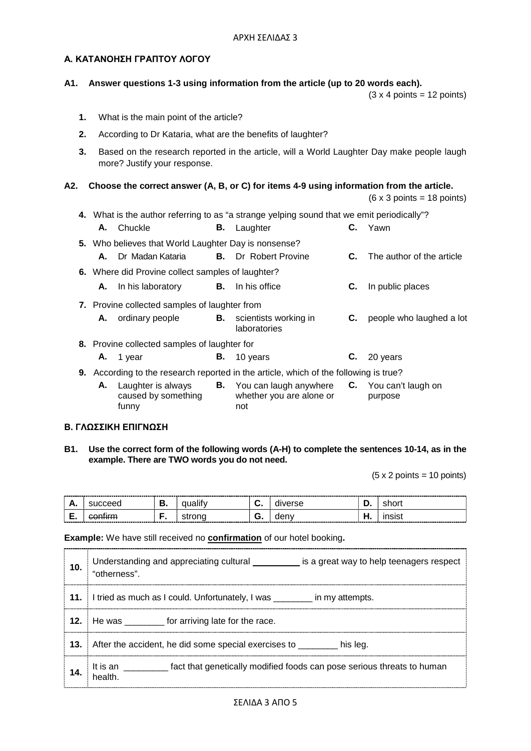## Α. ΚΑΤΑΝΟΗΣΗ ΓΡΑΠΤΟΥ ΛΟΓΟΥ

**A1. Answer questions 1-3 using information from the article (up to 20 words each).**

(3 x 4 points = 12 points)

1. What is the main point of the article?
2. According to Dr Kataria, what are the benefits of laughter?
3. Based on the research reported in the article, will a World Laughter Day make people laugh more? Justify your response.

**A2. Choose the correct answer (A, B, or C) for items 4-9 using information from the article.**

(6 x 3 points = 18 points)

4. What is the author referring to as "a strange yelping sound that we emit periodically"?
   - **A.** Chuckle
   - **B.** Laughter
   - **C.** Yawn
5. Who believes that World Laughter Day is nonsense?
   - **A.** Dr Madan Kataria
   - **B.** Dr Robert Provine
   - **C.** The author of the article
6. Where did Provine collect samples of laughter?
   - **A.** In his laboratory
   - **B.** In his office
   - **C.** In public places
7. Provine collected samples of laughter from
   - **A.** ordinary people
   - **B.** scientists working in laboratories
   - **C.** people who laughed a lot
8. Provine collected samples of laughter for
   - **A.** 1 year
   - **B.** 10 years
   - **C.** 20 years
9. According to the research reported in the article, which of the following is true?
   - **A.** Laughter is always caused by something funny
   - **B.** You can laugh anywhere whether you are alone or not
   - **C.** You can't laugh on purpose

## Β. ΓΛΩΣΣΙΚΗ ΕΠΙΓΝΩΣΗ

**B1. Use the correct form of the following words (A-H) to complete the sentences 10-14, as in the example. There are TWO words you do not need.**

(5 x 2 points = 10 points)

| | | | | | | | |
|---|---|---|---|---|---|---|---|
| **A.** | succeed | **B.** | qualify | **C.** | diverse | **D.** | short |
| **E.** | ~~confirm~~ | **F.** | strong | **G.** | deny | **H.** | insist |

**Example:** We have still received no **confirmation** of our hotel booking**.**

| | |
|---|---|
| **10.** | Understanding and appreciating cultural __________ is a great way to help teenagers respect "otherness". |
| **11.** | I tried as much as I could. Unfortunately, I was ________ in my attempts. |
| **12.** | He was ________ for arriving late for the race. |
| **13.** | After the accident, he did some special exercises to ________ his leg. |
| **14.** | It is an _________ fact that genetically modified foods can pose serious threats to human health. |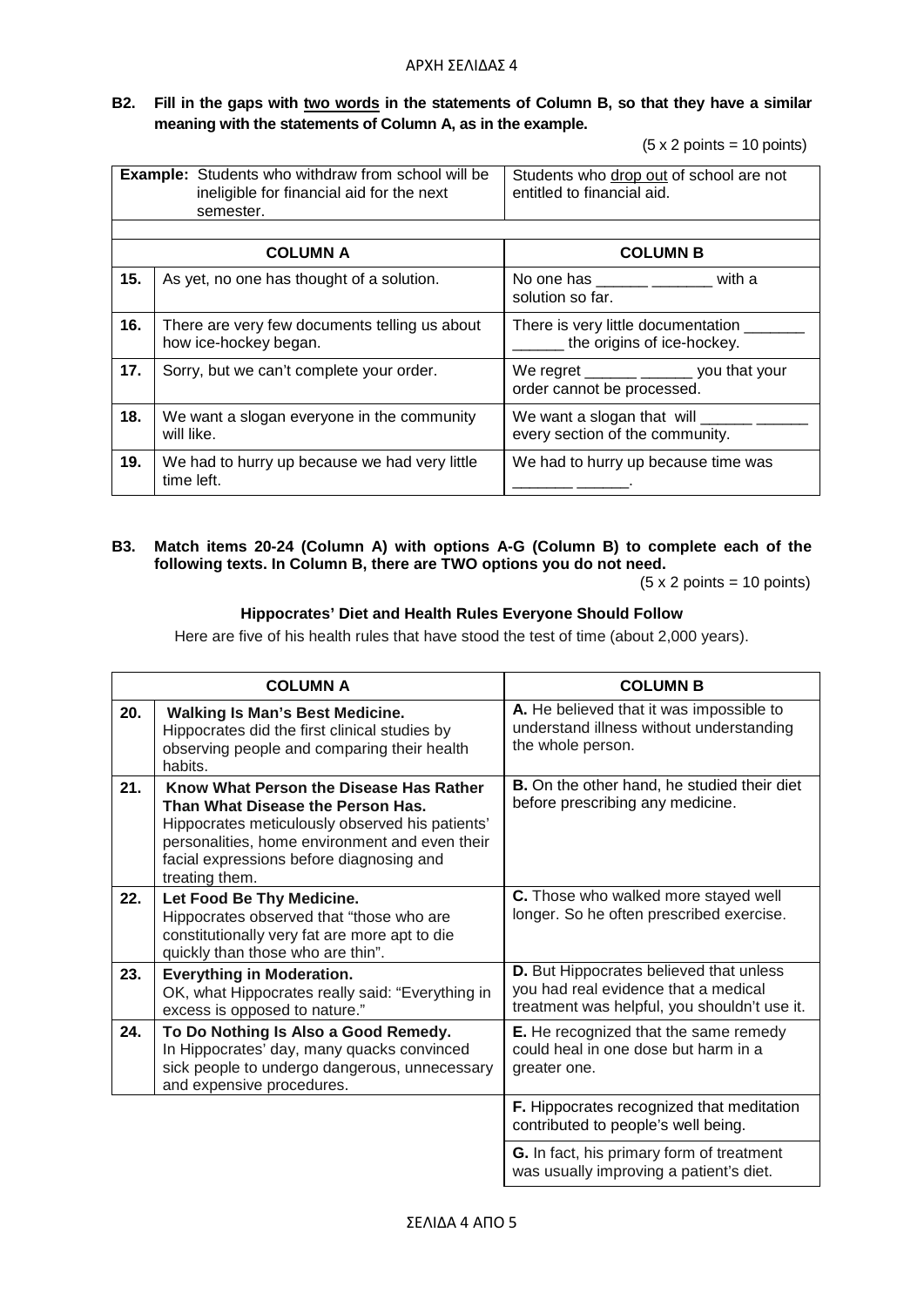**B2. Fill in the gaps with <u>two words</u> in the statements of Column B, so that they have a similar meaning with the statements of Column A, as in the example.**

(5 x 2 points = 10 points)

| | | |
|---|---|---|
| **Example:** | Students who withdraw from school will be ineligible for financial aid for the next semester. | Students who <u>drop out</u> of school are not entitled to financial aid. |
| | **COLUMN A** | **COLUMN B** |
| **15.** | As yet, no one has thought of a solution. | No one has ______ _______ with a solution so far. |
| **16.** | There are very few documents telling us about how ice-hockey began. | There is very little documentation _______ ______ the origins of ice-hockey. |
| **17.** | Sorry, but we can't complete your order. | We regret ______ ______ you that your order cannot be processed. |
| **18.** | We want a slogan everyone in the community will like. | We want a slogan that will ______ ______ every section of the community. |
| **19.** | We had to hurry up because we had very little time left. | We had to hurry up because time was _______ ______. |

**B3. Match items 20-24 (Column A) with options A-G (Column B) to complete each of the following texts. In Column B, there are TWO options you do not need.**

(5 x 2 points = 10 points)

**Hippocrates' Diet and Health Rules Everyone Should Follow**

Here are five of his health rules that have stood the test of time (about 2,000 years).

| | **COLUMN A** | **COLUMN B** |
|---|---|---|
| **20.** | **Walking Is Man's Best Medicine.** Hippocrates did the first clinical studies by observing people and comparing their health habits. | **A.** He believed that it was impossible to understand illness without understanding the whole person. |
| **21.** | **Know What Person the Disease Has Rather Than What Disease the Person Has.** Hippocrates meticulously observed his patients' personalities, home environment and even their facial expressions before diagnosing and treating them. | **B.** On the other hand, he studied their diet before prescribing any medicine. |
| **22.** | **Let Food Be Thy Medicine.** Hippocrates observed that "those who are constitutionally very fat are more apt to die quickly than those who are thin". | **C.** Those who walked more stayed well longer. So he often prescribed exercise. |
| **23.** | **Everything in Moderation.** OK, what Hippocrates really said: "Everything in excess is opposed to nature." | **D.** But Hippocrates believed that unless you had real evidence that a medical treatment was helpful, you shouldn't use it. |
| **24.** | **To Do Nothing Is Also a Good Remedy.** In Hippocrates' day, many quacks convinced sick people to undergo dangerous, unnecessary and expensive procedures. | **E.** He recognized that the same remedy could heal in one dose but harm in a greater one. |
| | | **F.** Hippocrates recognized that meditation contributed to people's well being. |
| | | **G.** In fact, his primary form of treatment was usually improving a patient's diet. |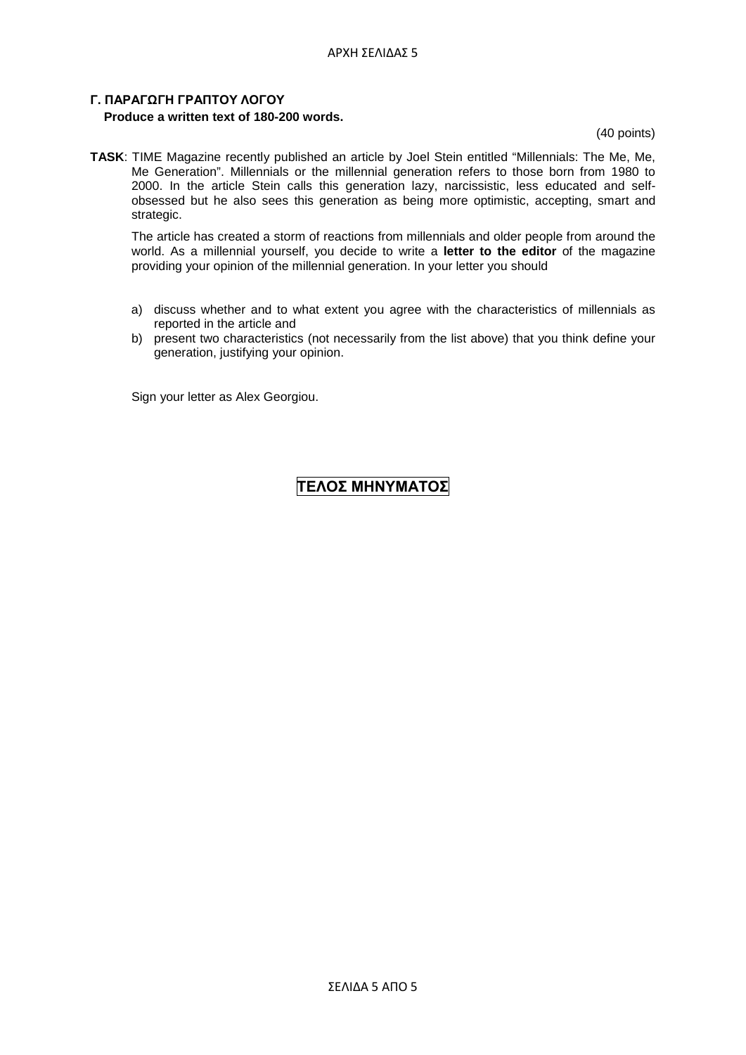## Γ. ΠΑΡΑΓΩΓΗ ΓΡΑΠΤΟΥ ΛΟΓΟΥ

**Produce a written text of 180-200 words.**

(40 points)

**TASK**: TIME Magazine recently published an article by Joel Stein entitled "Millennials: The Me, Me, Me Generation". Millennials or the millennial generation refers to those born from 1980 to 2000. In the article Stein calls this generation lazy, narcissistic, less educated and self-obsessed but he also sees this generation as being more optimistic, accepting, smart and strategic.

The article has created a storm of reactions from millennials and older people from around the world. As a millennial yourself, you decide to write a **letter to the editor** of the magazine providing your opinion of the millennial generation. In your letter you should

a) discuss whether and to what extent you agree with the characteristics of millennials as reported in the article and
b) present two characteristics (not necessarily from the list above) that you think define your generation, justifying your opinion.

Sign your letter as Alex Georgiou.

**ΤΕΛΟΣ ΜΗΝΥΜΑΤΟΣ**